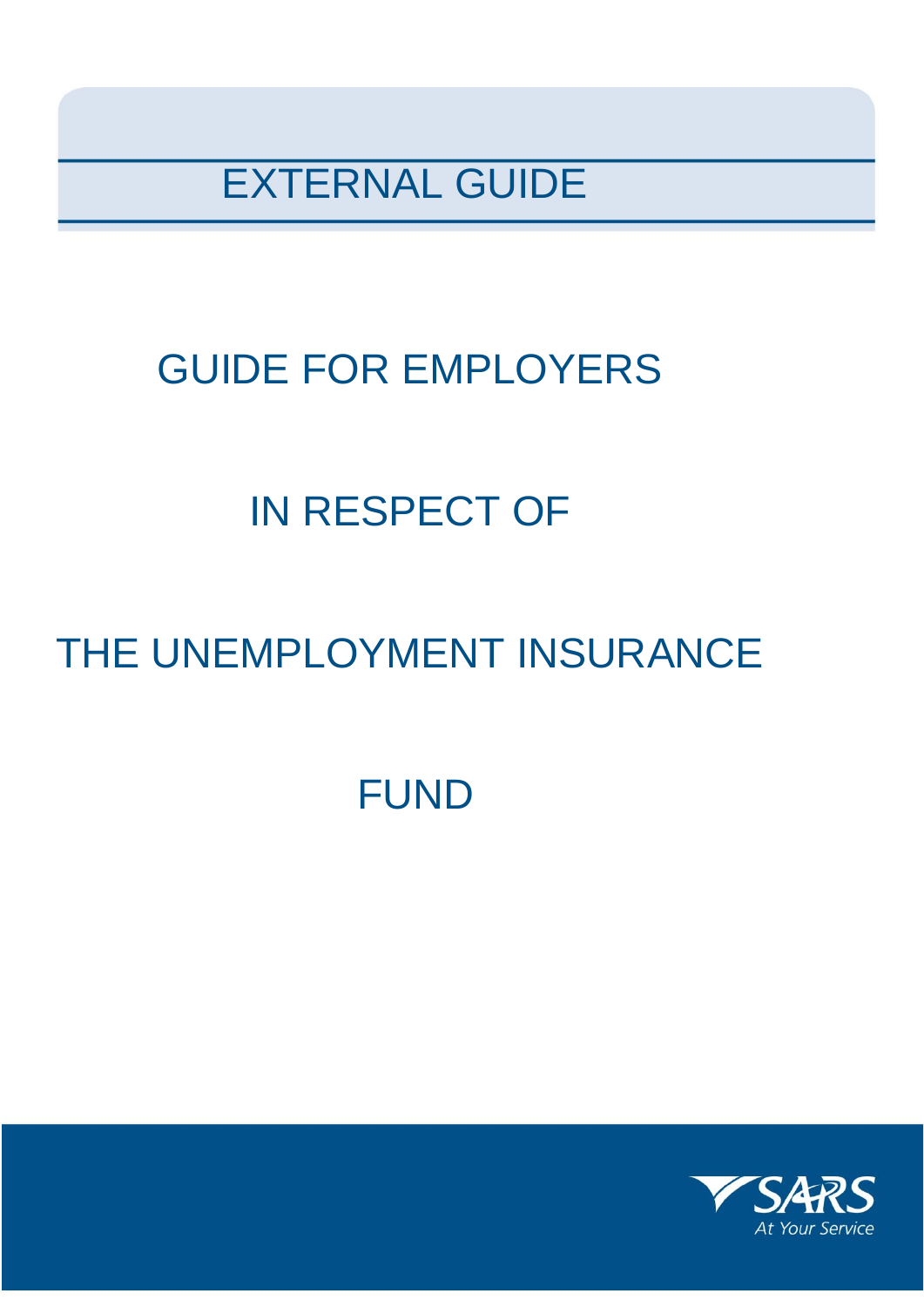EXTERNAL GUIDE

# GUIDE FOR EMPLOYERS

# IN RESPECT OF

# THE UNEMPLOYMENT INSURANCE

# FUND

SARS

At Your Service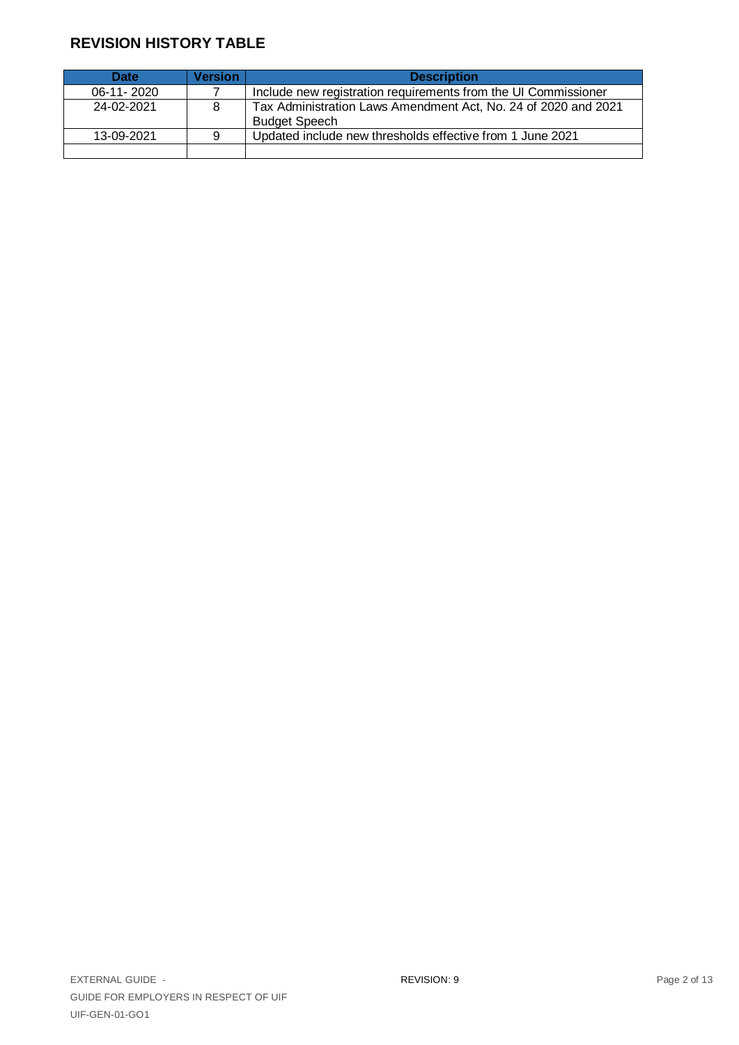## REVISION HISTORY TABLE

| Date | Version | Description |
|---|---|---|
| 06-11- 2020 | 7 | Include new registration requirements from the UI Commissioner |
| 24-02-2021 | 8 | Tax Administration Laws Amendment Act, No. 24 of 2020 and 2021 Budget Speech |
| 13-09-2021 | 9 | Updated include new thresholds effective from 1 June 2021 |
| | | |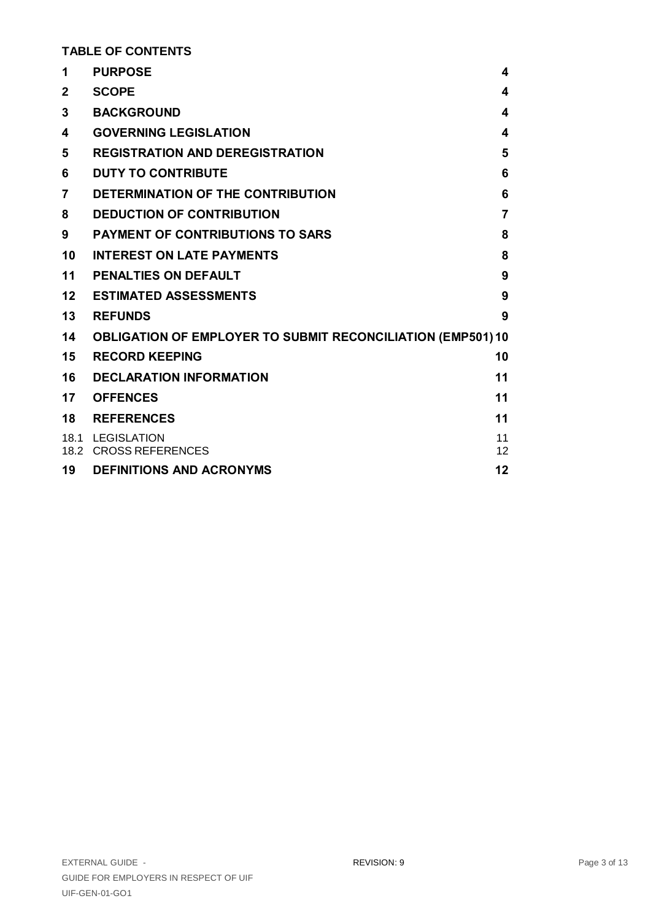**TABLE OF CONTENTS**

| | | |
|---|---|---|
| **1** | **PURPOSE** | **4** |
| **2** | **SCOPE** | **4** |
| **3** | **BACKGROUND** | **4** |
| **4** | **GOVERNING LEGISLATION** | **4** |
| **5** | **REGISTRATION AND DEREGISTRATION** | **5** |
| **6** | **DUTY TO CONTRIBUTE** | **6** |
| **7** | **DETERMINATION OF THE CONTRIBUTION** | **6** |
| **8** | **DEDUCTION OF CONTRIBUTION** | **7** |
| **9** | **PAYMENT OF CONTRIBUTIONS TO SARS** | **8** |
| **10** | **INTEREST ON LATE PAYMENTS** | **8** |
| **11** | **PENALTIES ON DEFAULT** | **9** |
| **12** | **ESTIMATED ASSESSMENTS** | **9** |
| **13** | **REFUNDS** | **9** |
| **14** | **OBLIGATION OF EMPLOYER TO SUBMIT RECONCILIATION (EMP501)** | **10** |
| **15** | **RECORD KEEPING** | **10** |
| **16** | **DECLARATION INFORMATION** | **11** |
| **17** | **OFFENCES** | **11** |
| **18** | **REFERENCES** | **11** |
| 18.1 | LEGISLATION | 11 |
| 18.2 | CROSS REFERENCES | 12 |
| **19** | **DEFINITIONS AND ACRONYMS** | **12** |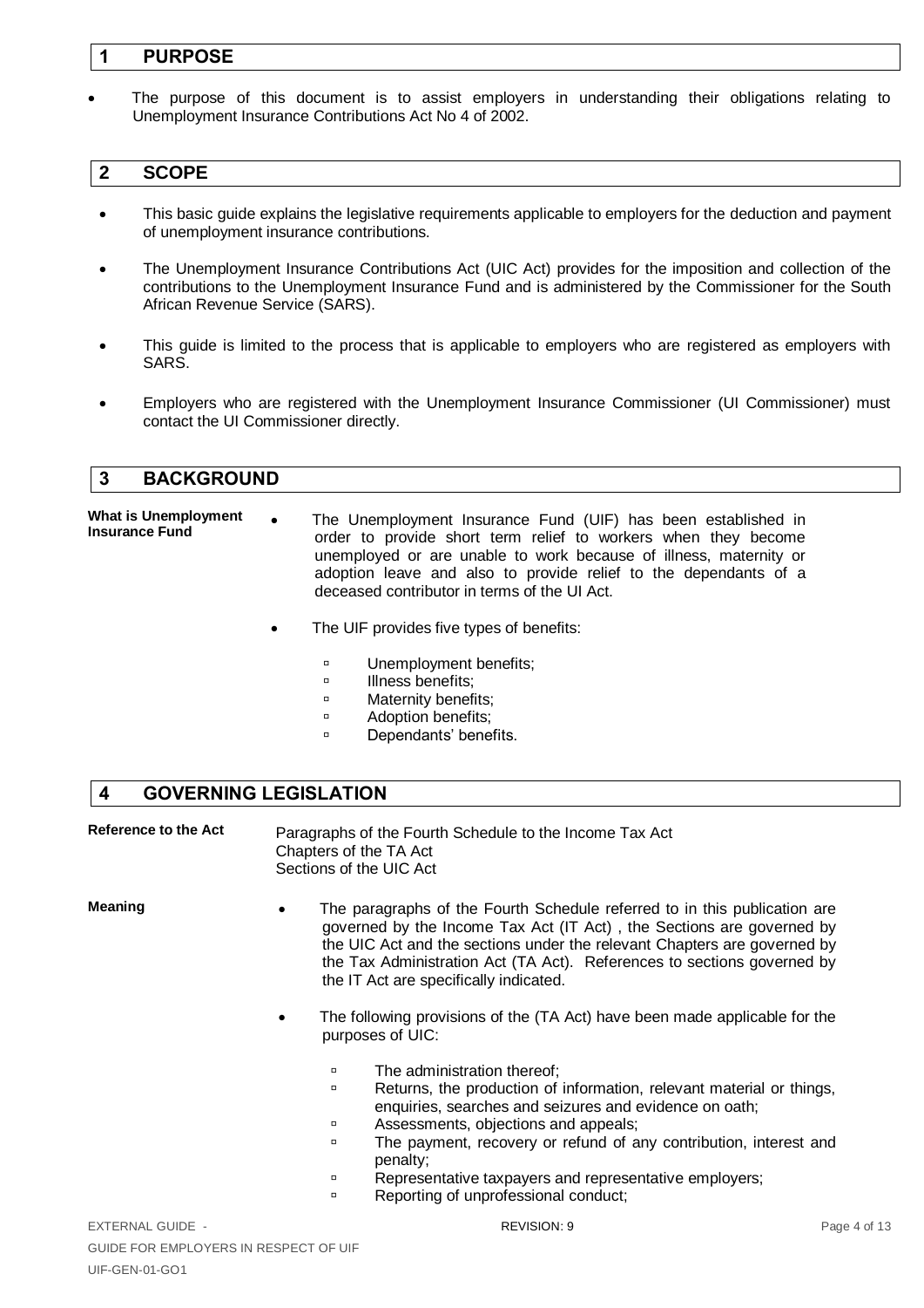## 1 PURPOSE

- The purpose of this document is to assist employers in understanding their obligations relating to Unemployment Insurance Contributions Act No 4 of 2002.

## 2 SCOPE

- This basic guide explains the legislative requirements applicable to employers for the deduction and payment of unemployment insurance contributions.
- The Unemployment Insurance Contributions Act (UIC Act) provides for the imposition and collection of the contributions to the Unemployment Insurance Fund and is administered by the Commissioner for the South African Revenue Service (SARS).
- This guide is limited to the process that is applicable to employers who are registered as employers with SARS.
- Employers who are registered with the Unemployment Insurance Commissioner (UI Commissioner) must contact the UI Commissioner directly.

## 3 BACKGROUND

**What is Unemployment Insurance Fund**

- The Unemployment Insurance Fund (UIF) has been established in order to provide short term relief to workers when they become unemployed or are unable to work because of illness, maternity or adoption leave and also to provide relief to the dependants of a deceased contributor in terms of the UI Act.
- The UIF provides five types of benefits:
  - Unemployment benefits;
  - Illness benefits;
  - Maternity benefits;
  - Adoption benefits;
  - Dependants' benefits.

## 4 GOVERNING LEGISLATION

**Reference to the Act**

Paragraphs of the Fourth Schedule to the Income Tax Act
Chapters of the TA Act
Sections of the UIC Act

**Meaning**

- The paragraphs of the Fourth Schedule referred to in this publication are governed by the Income Tax Act (IT Act) , the Sections are governed by the UIC Act and the sections under the relevant Chapters are governed by the Tax Administration Act (TA Act). References to sections governed by the IT Act are specifically indicated.
- The following provisions of the (TA Act) have been made applicable for the purposes of UIC:
  - The administration thereof;
  - Returns, the production of information, relevant material or things, enquiries, searches and seizures and evidence on oath;
  - Assessments, objections and appeals;
  - The payment, recovery or refund of any contribution, interest and penalty;
  - Representative taxpayers and representative employers;
  - Reporting of unprofessional conduct;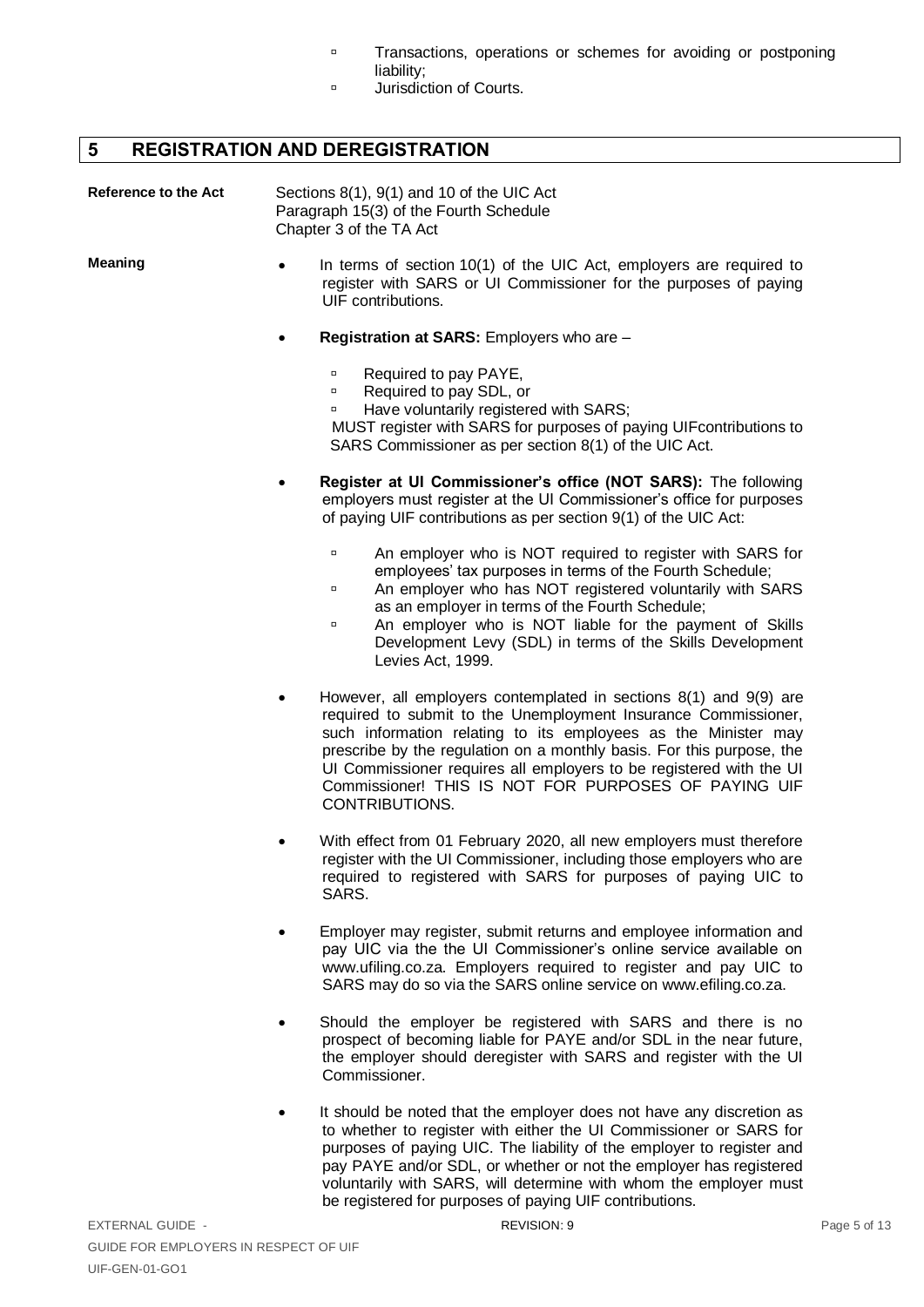- Transactions, operations or schemes for avoiding or postponing liability;
- Jurisdiction of Courts.

## 5 REGISTRATION AND DEREGISTRATION

**Reference to the Act**

Sections 8(1), 9(1) and 10 of the UIC Act
Paragraph 15(3) of the Fourth Schedule
Chapter 3 of the TA Act

**Meaning**

- In terms of section 10(1) of the UIC Act, employers are required to register with SARS or UI Commissioner for the purposes of paying UIF contributions.
- **Registration at SARS:** Employers who are –
  - Required to pay PAYE,
  - Required to pay SDL, or
  - Have voluntarily registered with SARS;

  MUST register with SARS for purposes of paying UIFcontributions to SARS Commissioner as per section 8(1) of the UIC Act.
- **Register at UI Commissioner's office (NOT SARS):** The following employers must register at the UI Commissioner's office for purposes of paying UIF contributions as per section 9(1) of the UIC Act:
  - An employer who is NOT required to register with SARS for employees' tax purposes in terms of the Fourth Schedule;
  - An employer who has NOT registered voluntarily with SARS as an employer in terms of the Fourth Schedule;
  - An employer who is NOT liable for the payment of Skills Development Levy (SDL) in terms of the Skills Development Levies Act, 1999.
- However, all employers contemplated in sections 8(1) and 9(9) are required to submit to the Unemployment Insurance Commissioner, such information relating to its employees as the Minister may prescribe by the regulation on a monthly basis. For this purpose, the UI Commissioner requires all employers to be registered with the UI Commissioner! THIS IS NOT FOR PURPOSES OF PAYING UIF CONTRIBUTIONS.
- With effect from 01 February 2020, all new employers must therefore register with the UI Commissioner, including those employers who are required to registered with SARS for purposes of paying UIC to SARS.
- Employer may register, submit returns and employee information and pay UIC via the the UI Commissioner's online service available on www.ufiling.co.za. Employers required to register and pay UIC to SARS may do so via the SARS online service on www.efiling.co.za.
- Should the employer be registered with SARS and there is no prospect of becoming liable for PAYE and/or SDL in the near future, the employer should deregister with SARS and register with the UI Commissioner.
- It should be noted that the employer does not have any discretion as to whether to register with either the UI Commissioner or SARS for purposes of paying UIC. The liability of the employer to register and pay PAYE and/or SDL, or whether or not the employer has registered voluntarily with SARS, will determine with whom the employer must be registered for purposes of paying UIF contributions.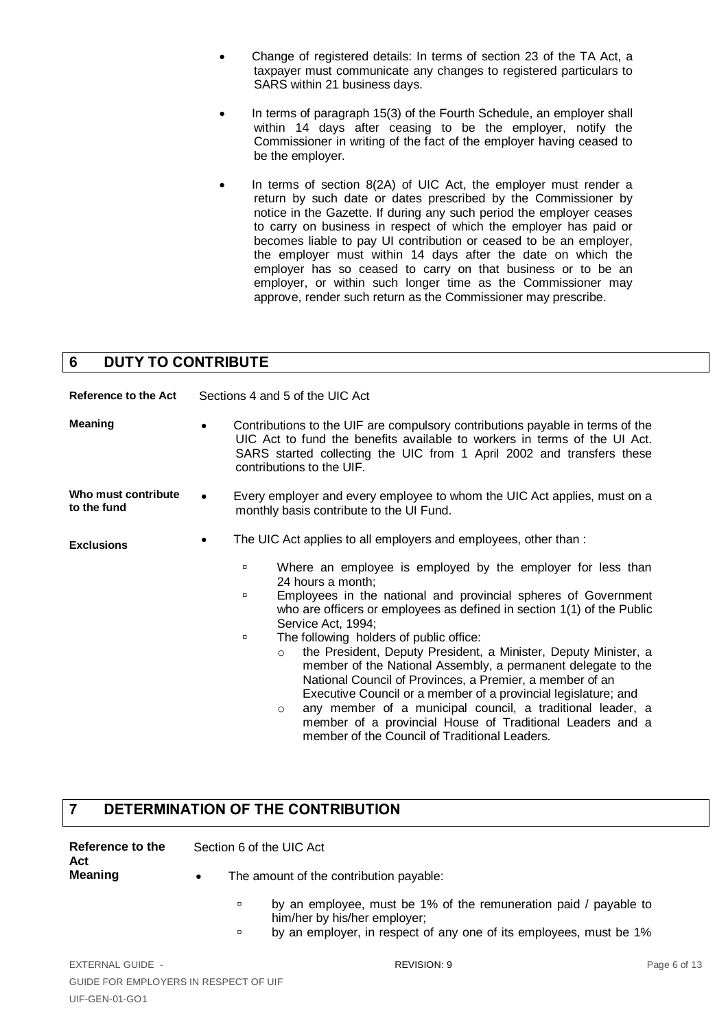- Change of registered details: In terms of section 23 of the TA Act, a taxpayer must communicate any changes to registered particulars to SARS within 21 business days.
- In terms of paragraph 15(3) of the Fourth Schedule, an employer shall within 14 days after ceasing to be the employer, notify the Commissioner in writing of the fact of the employer having ceased to be the employer.
- In terms of section 8(2A) of UIC Act, the employer must render a return by such date or dates prescribed by the Commissioner by notice in the Gazette. If during any such period the employer ceases to carry on business in respect of which the employer has paid or becomes liable to pay UI contribution or ceased to be an employer, the employer must within 14 days after the date on which the employer has so ceased to carry on that business or to be an employer, or within such longer time as the Commissioner may approve, render such return as the Commissioner may prescribe.

## 6 DUTY TO CONTRIBUTE

**Reference to the Act** Sections 4 and 5 of the UIC Act

**Meaning**

- Contributions to the UIF are compulsory contributions payable in terms of the UIC Act to fund the benefits available to workers in terms of the UI Act. SARS started collecting the UIC from 1 April 2002 and transfers these contributions to the UIF.

**Who must contribute to the fund**

- Every employer and every employee to whom the UIC Act applies, must on a monthly basis contribute to the UI Fund.

**Exclusions**

- The UIC Act applies to all employers and employees, other than :
  - Where an employee is employed by the employer for less than 24 hours a month;
  - Employees in the national and provincial spheres of Government who are officers or employees as defined in section 1(1) of the Public Service Act, 1994;
  - The following holders of public office:
    - the President, Deputy President, a Minister, Deputy Minister, a member of the National Assembly, a permanent delegate to the National Council of Provinces, a Premier, a member of an Executive Council or a member of a provincial legislature; and
    - any member of a municipal council, a traditional leader, a member of a provincial House of Traditional Leaders and a member of the Council of Traditional Leaders.

## 7 DETERMINATION OF THE CONTRIBUTION

**Reference to the Act** Section 6 of the UIC Act

**Meaning**

- The amount of the contribution payable:
  - by an employee, must be 1% of the remuneration paid / payable to him/her by his/her employer;
  - by an employer, in respect of any one of its employees, must be 1%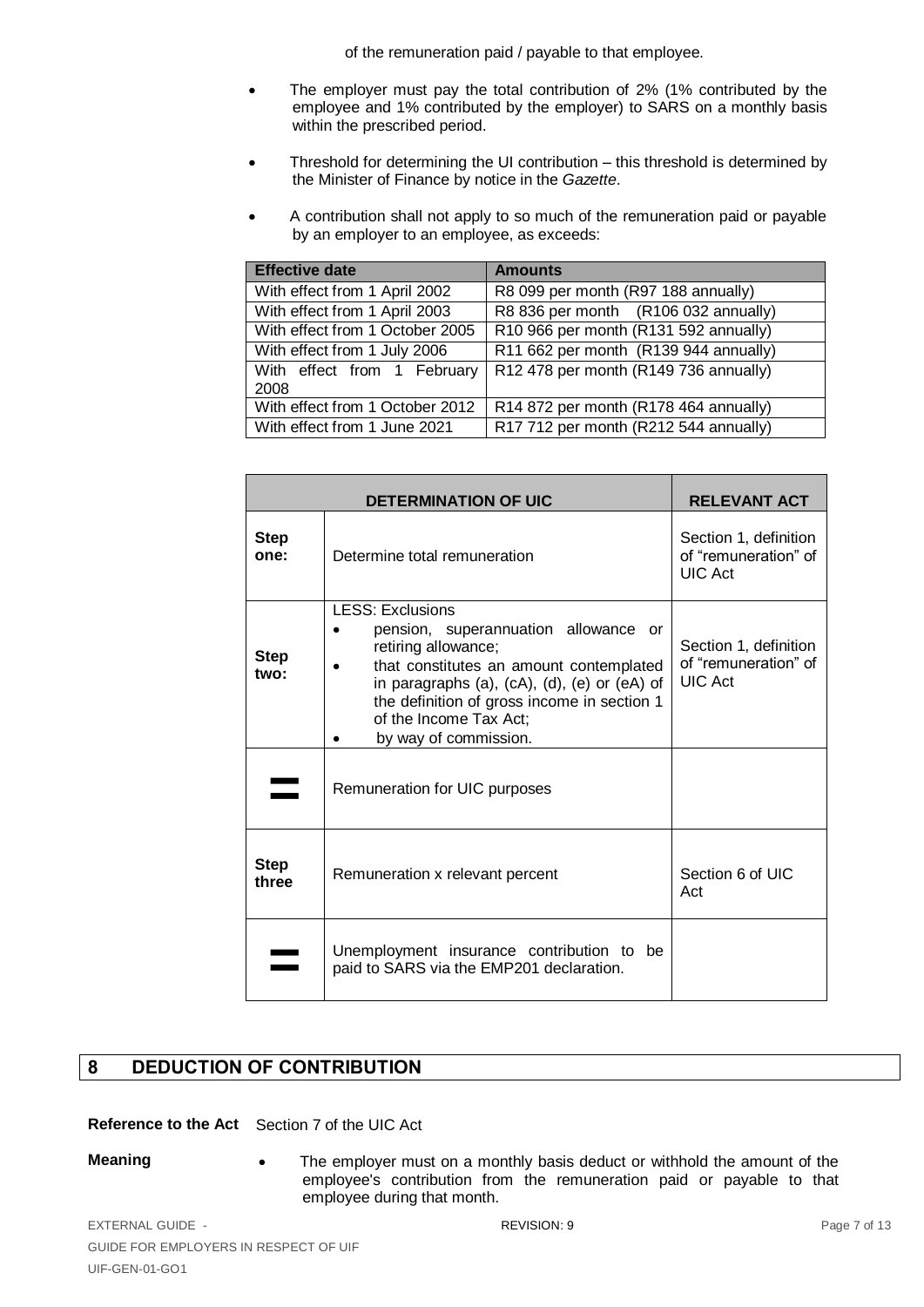of the remuneration paid / payable to that employee.

- The employer must pay the total contribution of 2% (1% contributed by the employee and 1% contributed by the employer) to SARS on a monthly basis within the prescribed period.
- Threshold for determining the UI contribution – this threshold is determined by the Minister of Finance by notice in the *Gazette*.
- A contribution shall not apply to so much of the remuneration paid or payable by an employer to an employee, as exceeds:

| Effective date | Amounts |
|---|---|
| With effect from 1 April 2002 | R8 099 per month (R97 188 annually) |
| With effect from 1 April 2003 | R8 836 per month (R106 032 annually) |
| With effect from 1 October 2005 | R10 966 per month (R131 592 annually) |
| With effect from 1 July 2006 | R11 662 per month (R139 944 annually) |
| With effect from 1 February 2008 | R12 478 per month (R149 736 annually) |
| With effect from 1 October 2012 | R14 872 per month (R178 464 annually) |
| With effect from 1 June 2021 | R17 712 per month (R212 544 annually) |

| DETERMINATION OF UIC | | RELEVANT ACT |
|---|---|---|
| **Step one:** | Determine total remuneration | Section 1, definition of "remuneration" of UIC Act |
| **Step two:** | LESS: Exclusions<br>• pension, superannuation allowance or retiring allowance;<br>• that constitutes an amount contemplated in paragraphs (a), (cA), (d), (e) or (eA) of the definition of gross income in section 1 of the Income Tax Act;<br>• by way of commission. | Section 1, definition of "remuneration" of UIC Act |
| **=** | Remuneration for UIC purposes | |
| **Step three** | Remuneration x relevant percent | Section 6 of UIC Act |
| **=** | Unemployment insurance contribution to be paid to SARS via the EMP201 declaration. | |

## 8 DEDUCTION OF CONTRIBUTION

**Reference to the Act** Section 7 of the UIC Act

**Meaning**

- The employer must on a monthly basis deduct or withhold the amount of the employee's contribution from the remuneration paid or payable to that employee during that month.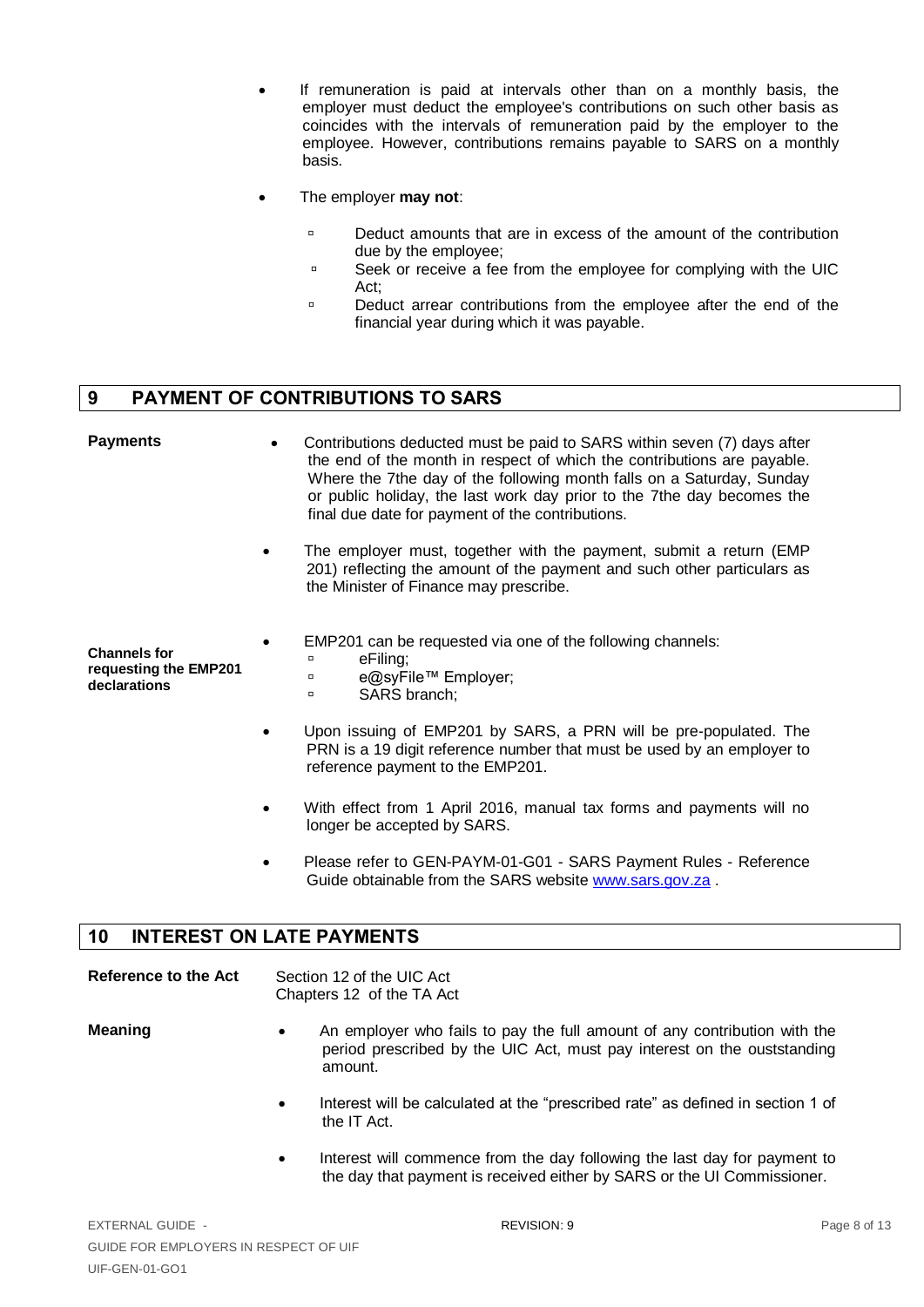- If remuneration is paid at intervals other than on a monthly basis, the employer must deduct the employee's contributions on such other basis as coincides with the intervals of remuneration paid by the employer to the employee. However, contributions remains payable to SARS on a monthly basis.
- The employer **may not**:
  - Deduct amounts that are in excess of the amount of the contribution due by the employee;
  - Seek or receive a fee from the employee for complying with the UIC Act;
  - Deduct arrear contributions from the employee after the end of the financial year during which it was payable.

## 9 PAYMENT OF CONTRIBUTIONS TO SARS

**Payments**

- Contributions deducted must be paid to SARS within seven (7) days after the end of the month in respect of which the contributions are payable. Where the 7the day of the following month falls on a Saturday, Sunday or public holiday, the last work day prior to the 7the day becomes the final due date for payment of the contributions.
- The employer must, together with the payment, submit a return (EMP 201) reflecting the amount of the payment and such other particulars as the Minister of Finance may prescribe.

**Channels for requesting the EMP201 declarations**

- EMP201 can be requested via one of the following channels:
  - eFiling;
  - e@syFile™ Employer;
  - SARS branch;
- Upon issuing of EMP201 by SARS, a PRN will be pre-populated. The PRN is a 19 digit reference number that must be used by an employer to reference payment to the EMP201.
- With effect from 1 April 2016, manual tax forms and payments will no longer be accepted by SARS.
- Please refer to GEN-PAYM-01-G01 - SARS Payment Rules - Reference Guide obtainable from the SARS website www.sars.gov.za .

## 10 INTEREST ON LATE PAYMENTS

**Reference to the Act**

Section 12 of the UIC Act
Chapters 12 of the TA Act

**Meaning**

- An employer who fails to pay the full amount of any contribution with the period prescribed by the UIC Act, must pay interest on the ouststanding amount.
- Interest will be calculated at the "prescribed rate" as defined in section 1 of the IT Act.
- Interest will commence from the day following the last day for payment to the day that payment is received either by SARS or the UI Commissioner.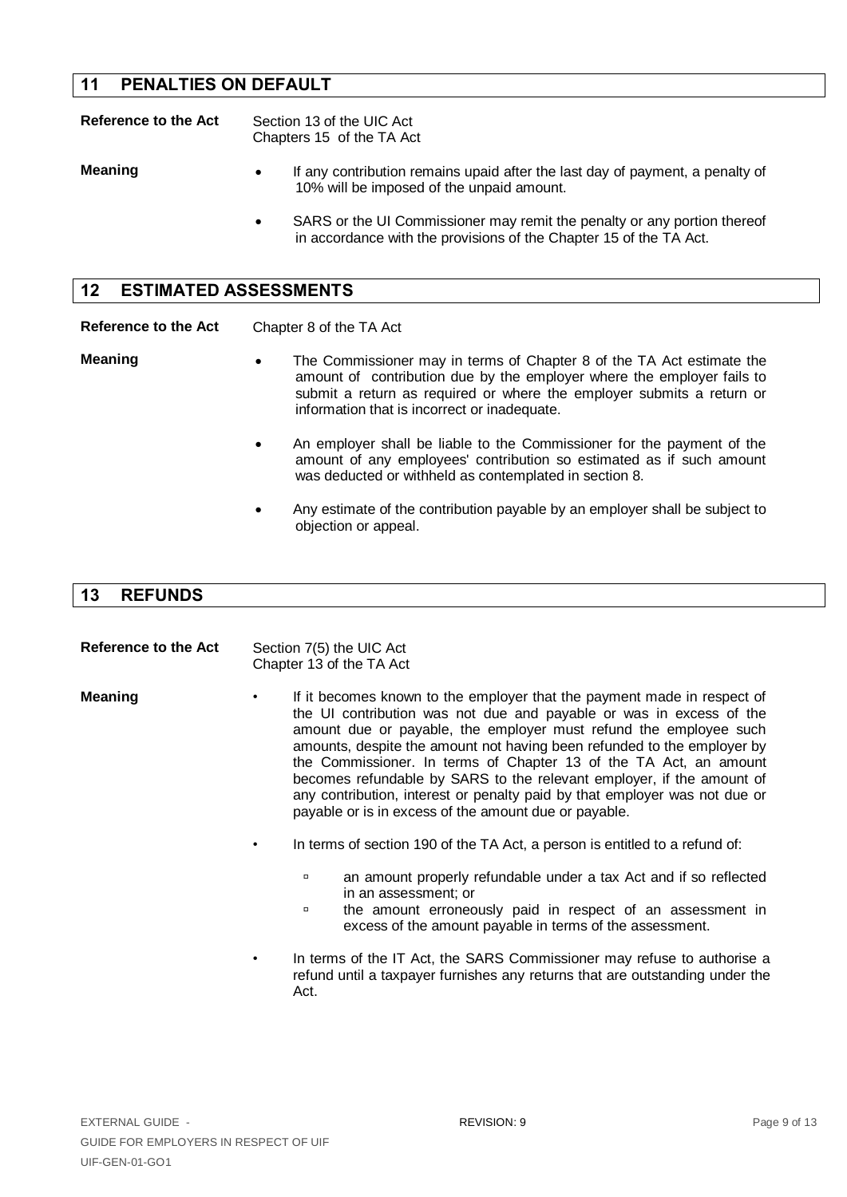## 11 PENALTIES ON DEFAULT

**Reference to the Act** Section 13 of the UIC Act
Chapters 15 of the TA Act

**Meaning**

- If any contribution remains upaid after the last day of payment, a penalty of 10% will be imposed of the unpaid amount.
- SARS or the UI Commissioner may remit the penalty or any portion thereof in accordance with the provisions of the Chapter 15 of the TA Act.

## 12 ESTIMATED ASSESSMENTS

**Reference to the Act** Chapter 8 of the TA Act

**Meaning**

- The Commissioner may in terms of Chapter 8 of the TA Act estimate the amount of contribution due by the employer where the employer fails to submit a return as required or where the employer submits a return or information that is incorrect or inadequate.
- An employer shall be liable to the Commissioner for the payment of the amount of any employees' contribution so estimated as if such amount was deducted or withheld as contemplated in section 8.
- Any estimate of the contribution payable by an employer shall be subject to objection or appeal.

## 13 REFUNDS

**Reference to the Act** Section 7(5) the UIC Act
Chapter 13 of the TA Act

**Meaning**

- If it becomes known to the employer that the payment made in respect of the UI contribution was not due and payable or was in excess of the amount due or payable, the employer must refund the employee such amounts, despite the amount not having been refunded to the employer by the Commissioner. In terms of Chapter 13 of the TA Act, an amount becomes refundable by SARS to the relevant employer, if the amount of any contribution, interest or penalty paid by that employer was not due or payable or is in excess of the amount due or payable.
- In terms of section 190 of the TA Act, a person is entitled to a refund of:
  - an amount properly refundable under a tax Act and if so reflected in an assessment; or
  - the amount erroneously paid in respect of an assessment in excess of the amount payable in terms of the assessment.
- In terms of the IT Act, the SARS Commissioner may refuse to authorise a refund until a taxpayer furnishes any returns that are outstanding under the Act.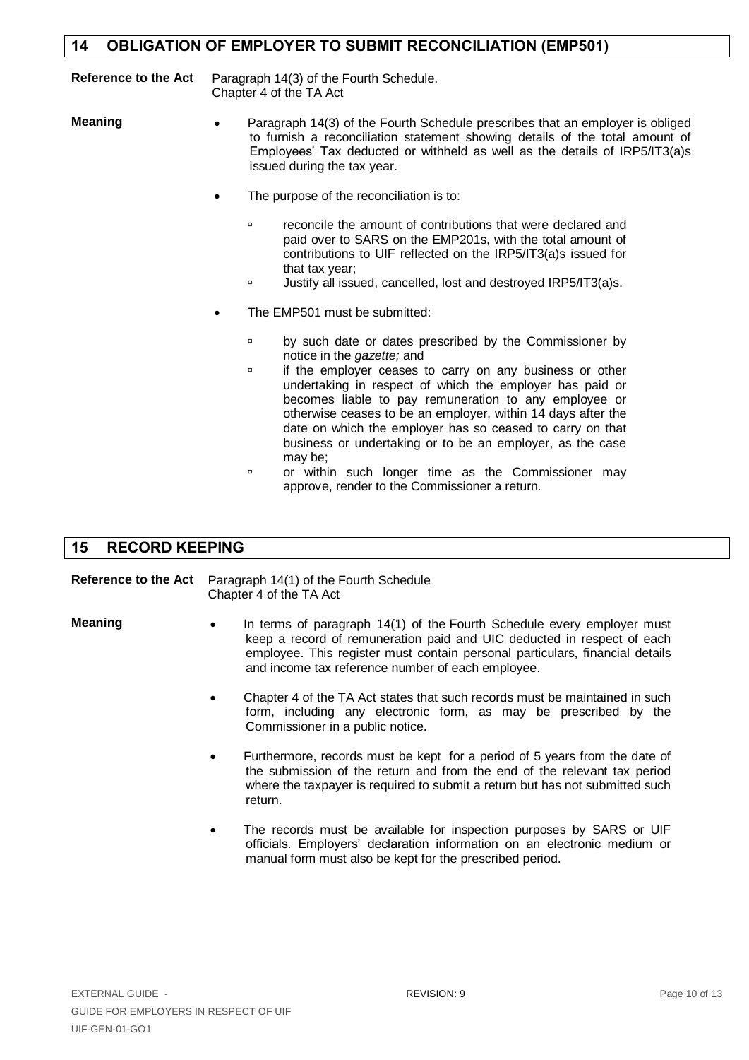## 14 OBLIGATION OF EMPLOYER TO SUBMIT RECONCILIATION (EMP501)

**Reference to the Act** Paragraph 14(3) of the Fourth Schedule.
Chapter 4 of the TA Act

**Meaning**

- Paragraph 14(3) of the Fourth Schedule prescribes that an employer is obliged to furnish a reconciliation statement showing details of the total amount of Employees' Tax deducted or withheld as well as the details of IRP5/IT3(a)s issued during the tax year.
- The purpose of the reconciliation is to:
  - reconcile the amount of contributions that were declared and paid over to SARS on the EMP201s, with the total amount of contributions to UIF reflected on the IRP5/IT3(a)s issued for that tax year;
  - Justify all issued, cancelled, lost and destroyed IRP5/IT3(a)s.
- The EMP501 must be submitted:
  - by such date or dates prescribed by the Commissioner by notice in the *gazette;* and
  - if the employer ceases to carry on any business or other undertaking in respect of which the employer has paid or becomes liable to pay remuneration to any employee or otherwise ceases to be an employer, within 14 days after the date on which the employer has so ceased to carry on that business or undertaking or to be an employer, as the case may be;
  - or within such longer time as the Commissioner may approve, render to the Commissioner a return.

## 15 RECORD KEEPING

**Reference to the Act** Paragraph 14(1) of the Fourth Schedule
Chapter 4 of the TA Act

**Meaning**

- In terms of paragraph 14(1) of the Fourth Schedule every employer must keep a record of remuneration paid and UIC deducted in respect of each employee. This register must contain personal particulars, financial details and income tax reference number of each employee.
- Chapter 4 of the TA Act states that such records must be maintained in such form, including any electronic form, as may be prescribed by the Commissioner in a public notice.
- Furthermore, records must be kept for a period of 5 years from the date of the submission of the return and from the end of the relevant tax period where the taxpayer is required to submit a return but has not submitted such return.
- The records must be available for inspection purposes by SARS or UIF officials. Employers' declaration information on an electronic medium or manual form must also be kept for the prescribed period.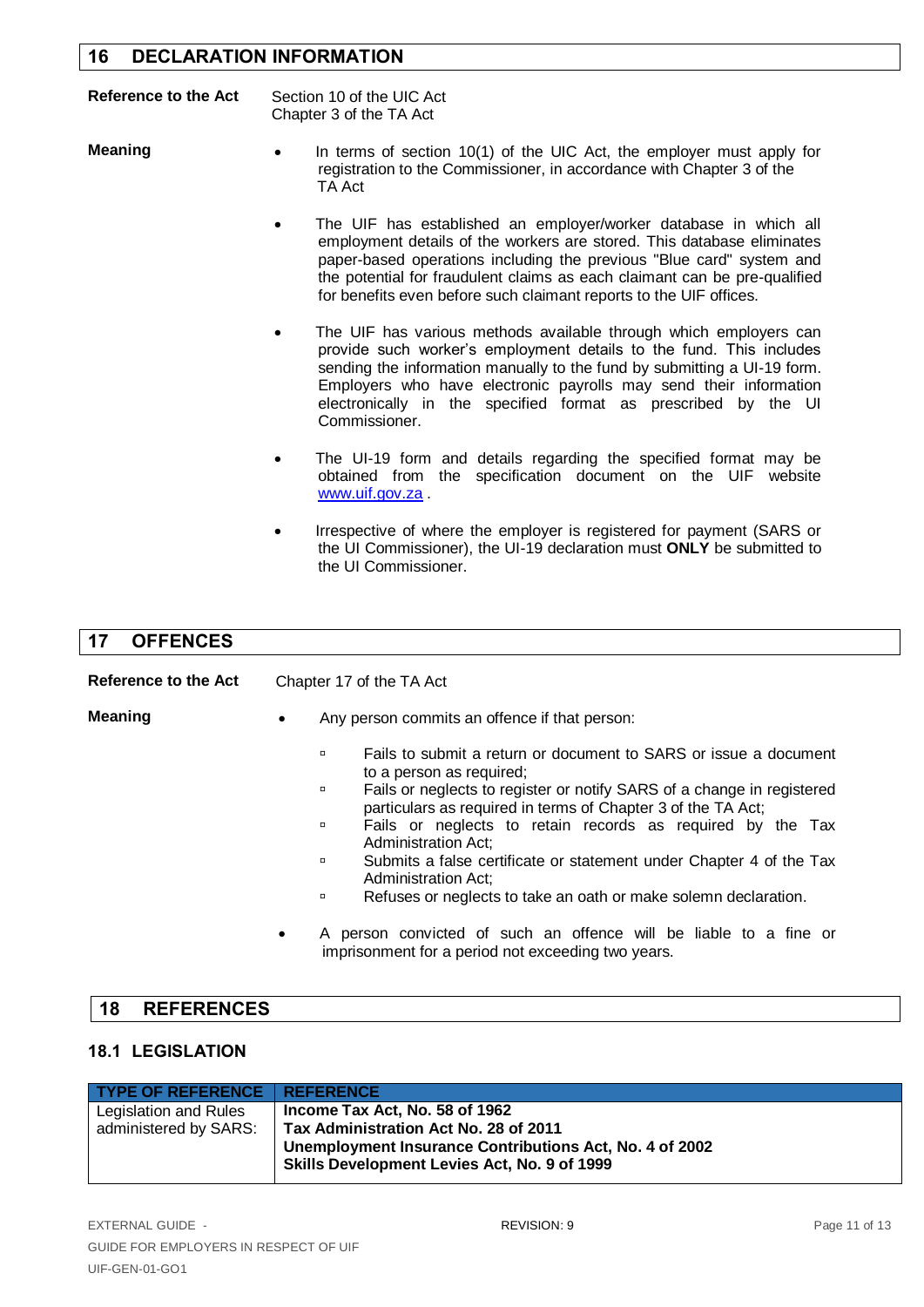## 16 DECLARATION INFORMATION

**Reference to the Act** Section 10 of the UIC Act
Chapter 3 of the TA Act

**Meaning**

- In terms of section 10(1) of the UIC Act, the employer must apply for registration to the Commissioner, in accordance with Chapter 3 of the TA Act
- The UIF has established an employer/worker database in which all employment details of the workers are stored. This database eliminates paper-based operations including the previous "Blue card" system and the potential for fraudulent claims as each claimant can be pre-qualified for benefits even before such claimant reports to the UIF offices.
- The UIF has various methods available through which employers can provide such worker's employment details to the fund. This includes sending the information manually to the fund by submitting a UI-19 form. Employers who have electronic payrolls may send their information electronically in the specified format as prescribed by the UI Commissioner.
- The UI-19 form and details regarding the specified format may be obtained from the specification document on the UIF website www.uif.gov.za .
- Irrespective of where the employer is registered for payment (SARS or the UI Commissioner), the UI-19 declaration must **ONLY** be submitted to the UI Commissioner.

## 17 OFFENCES

**Reference to the Act** Chapter 17 of the TA Act

**Meaning**

- Any person commits an offence if that person:
  - Fails to submit a return or document to SARS or issue a document to a person as required;
  - Fails or neglects to register or notify SARS of a change in registered particulars as required in terms of Chapter 3 of the TA Act;
  - Fails or neglects to retain records as required by the Tax Administration Act;
  - Submits a false certificate or statement under Chapter 4 of the Tax Administration Act;
  - Refuses or neglects to take an oath or make solemn declaration.
- A person convicted of such an offence will be liable to a fine or imprisonment for a period not exceeding two years.

## 18 REFERENCES

### 18.1 LEGISLATION

| TYPE OF REFERENCE | REFERENCE |
|---|---|
| Legislation and Rules administered by SARS: | **Income Tax Act, No. 58 of 1962**<br>**Tax Administration Act No. 28 of 2011**<br>**Unemployment Insurance Contributions Act, No. 4 of 2002**<br>**Skills Development Levies Act, No. 9 of 1999** |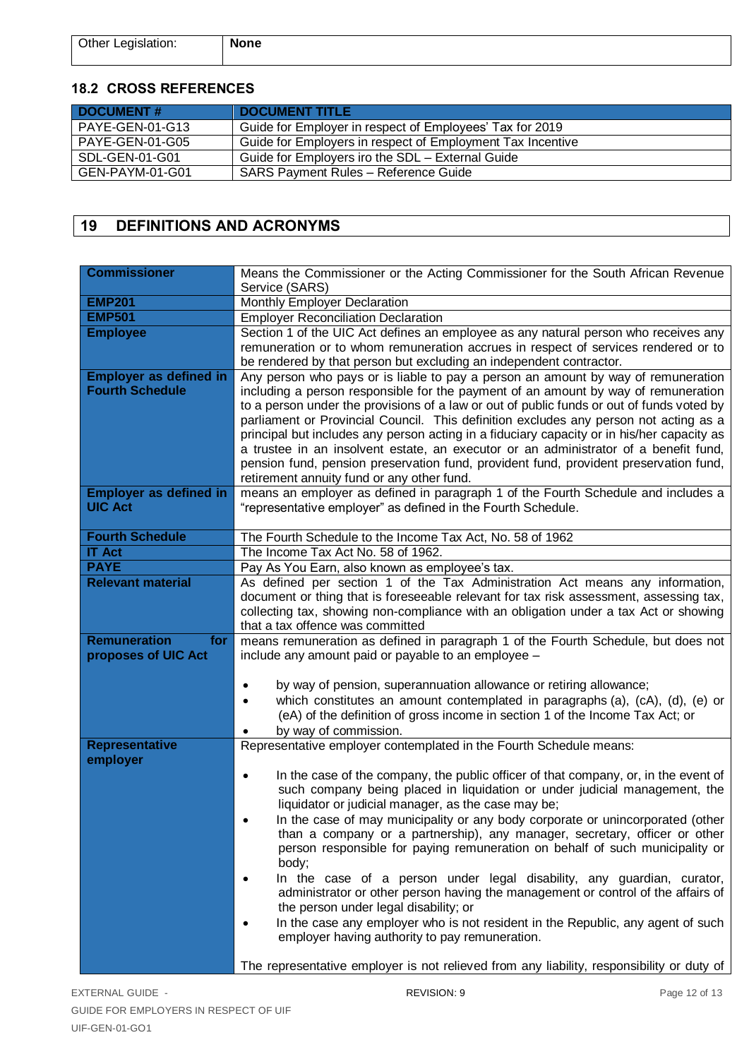| Other Legislation: | **None** |
|---|---|

### 18.2 CROSS REFERENCES

| DOCUMENT # | DOCUMENT TITLE |
|---|---|
| PAYE-GEN-01-G13 | Guide for Employer in respect of Employees' Tax for 2019 |
| PAYE-GEN-01-G05 | Guide for Employers in respect of Employment Tax Incentive |
| SDL-GEN-01-G01 | Guide for Employers iro the SDL – External Guide |
| GEN-PAYM-01-G01 | SARS Payment Rules – Reference Guide |

## 19 DEFINITIONS AND ACRONYMS

| | |
|---|---|
| **Commissioner** | Means the Commissioner or the Acting Commissioner for the South African Revenue Service (SARS) |
| **EMP201** | Monthly Employer Declaration |
| **EMP501** | Employer Reconciliation Declaration |
| **Employee** | Section 1 of the UIC Act defines an employee as any natural person who receives any remuneration or to whom remuneration accrues in respect of services rendered or to be rendered by that person but excluding an independent contractor. |
| **Employer as defined in Fourth Schedule** | Any person who pays or is liable to pay a person an amount by way of remuneration including a person responsible for the payment of an amount by way of remuneration to a person under the provisions of a law or out of public funds or out of funds voted by parliament or Provincial Council. This definition excludes any person not acting as a principal but includes any person acting in a fiduciary capacity or in his/her capacity as a trustee in an insolvent estate, an executor or an administrator of a benefit fund, pension fund, pension preservation fund, provident fund, provident preservation fund, retirement annuity fund or any other fund. |
| **Employer as defined in UIC Act** | means an employer as defined in paragraph 1 of the Fourth Schedule and includes a "representative employer" as defined in the Fourth Schedule. |
| **Fourth Schedule** | The Fourth Schedule to the Income Tax Act, No. 58 of 1962 |
| **IT Act** | The Income Tax Act No. 58 of 1962. |
| **PAYE** | Pay As You Earn, also known as employee's tax. |
| **Relevant material** | As defined per section 1 of the Tax Administration Act means any information, document or thing that is foreseeable relevant for tax risk assessment, assessing tax, collecting tax, showing non-compliance with an obligation under a tax Act or showing that a tax offence was committed |
| **Remuneration for proposes of UIC Act** | means remuneration as defined in paragraph 1 of the Fourth Schedule, but does not include any amount paid or payable to an employee – <br><br>• by way of pension, superannuation allowance or retiring allowance;<br>• which constitutes an amount contemplated in paragraphs (a), (cA), (d), (e) or (eA) of the definition of gross income in section 1 of the Income Tax Act; or<br>• by way of commission. |
| **Representative employer** | Representative employer contemplated in the Fourth Schedule means:<br><br>• In the case of the company, the public officer of that company, or, in the event of such company being placed in liquidation or under judicial management, the liquidator or judicial manager, as the case may be;<br>• In the case of may municipality or any body corporate or unincorporated (other than a company or a partnership), any manager, secretary, officer or other person responsible for paying remuneration on behalf of such municipality or body;<br>• In the case of a person under legal disability, any guardian, curator, administrator or other person having the management or control of the affairs of the person under legal disability; or<br>• In the case any employer who is not resident in the Republic, any agent of such employer having authority to pay remuneration.<br><br>The representative employer is not relieved from any liability, responsibility or duty of |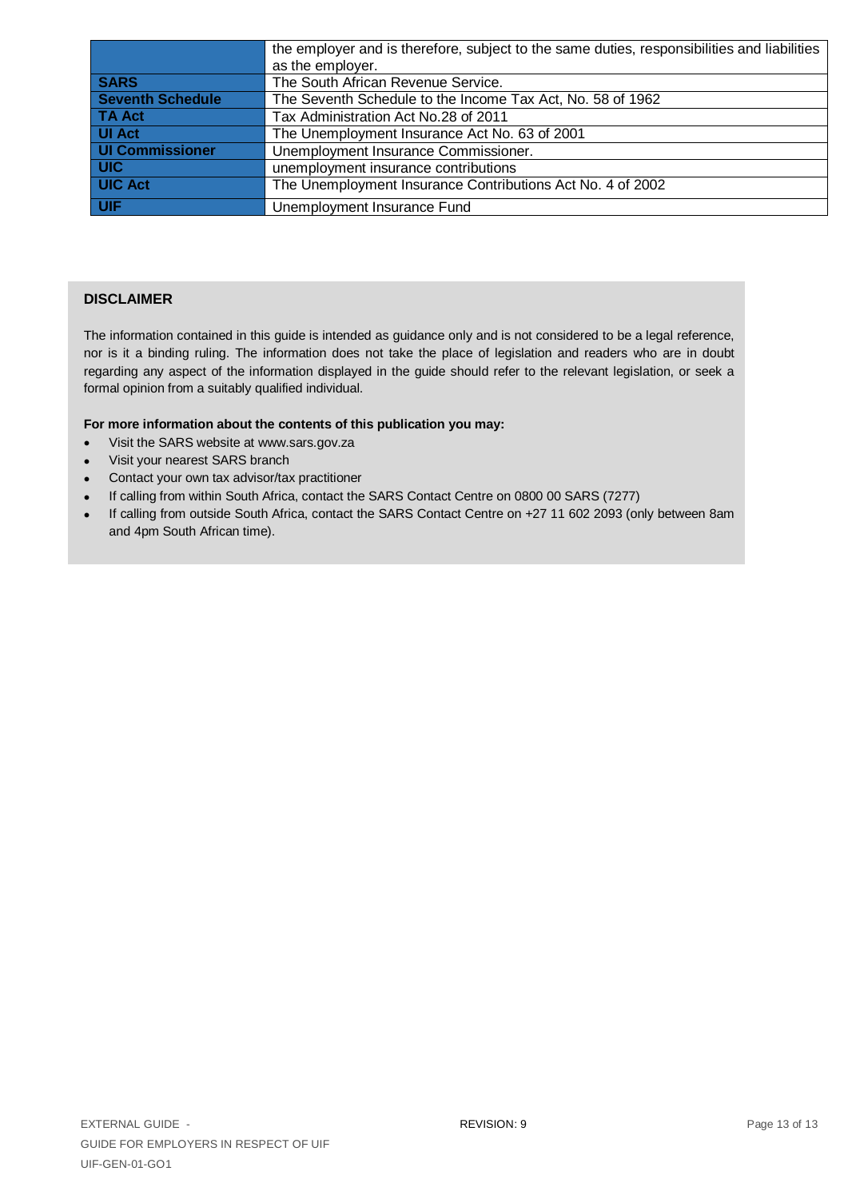| | |
|---|---|
| | the employer and is therefore, subject to the same duties, responsibilities and liabilities as the employer. |
| **SARS** | The South African Revenue Service. |
| **Seventh Schedule** | The Seventh Schedule to the Income Tax Act, No. 58 of 1962 |
| **TA Act** | Tax Administration Act No.28 of 2011 |
| **UI Act** | The Unemployment Insurance Act No. 63 of 2001 |
| **UI Commissioner** | Unemployment Insurance Commissioner. |
| **UIC** | unemployment insurance contributions |
| **UIC Act** | The Unemployment Insurance Contributions Act No. 4 of 2002 |
| **UIF** | Unemployment Insurance Fund |

**DISCLAIMER**

The information contained in this guide is intended as guidance only and is not considered to be a legal reference, nor is it a binding ruling. The information does not take the place of legislation and readers who are in doubt regarding any aspect of the information displayed in the guide should refer to the relevant legislation, or seek a formal opinion from a suitably qualified individual.

**For more information about the contents of this publication you may:**

- Visit the SARS website at www.sars.gov.za
- Visit your nearest SARS branch
- Contact your own tax advisor/tax practitioner
- If calling from within South Africa, contact the SARS Contact Centre on 0800 00 SARS (7277)
- If calling from outside South Africa, contact the SARS Contact Centre on +27 11 602 2093 (only between 8am and 4pm South African time).